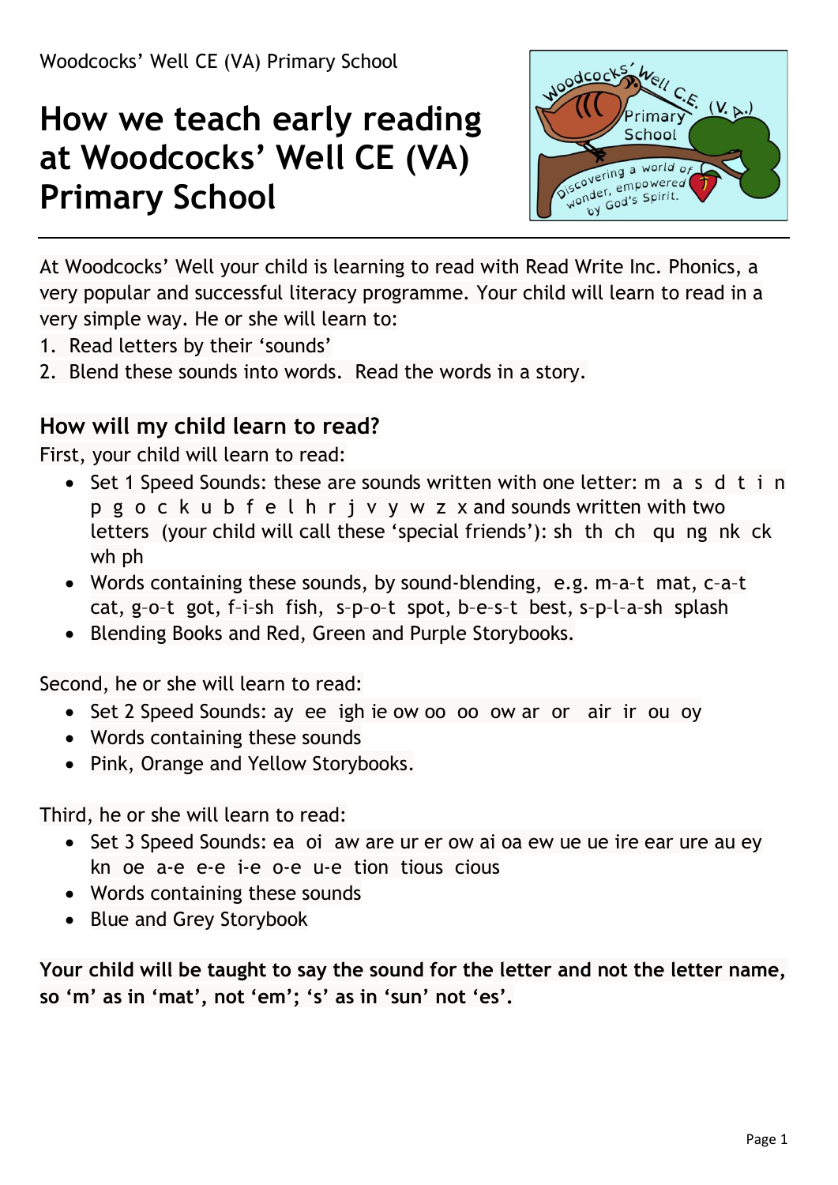Woodcocks' Well CE (VA) Primary School

# How we teach early reading at Woodcocks' Well CE (VA) Primary School

At Woodcocks' Well your child is learning to read with Read Write Inc. Phonics, a very popular and successful literacy programme. Your child will learn to read in a very simple way. He or she will learn to:

1. Read letters by their 'sounds'
2. Blend these sounds into words. Read the words in a story.

## How will my child learn to read?

First, your child will learn to read:

- Set 1 Speed Sounds: these are sounds written with one letter: m a s d t i n p g o c k u b f e l h r j v y w z x and sounds written with two letters (your child will call these 'special friends'): sh th ch qu ng nk ck wh ph
- Words containing these sounds, by sound-blending, e.g. m-a-t mat, c-a-t cat, g-o-t got, f-i-sh fish, s-p-o-t spot, b-e-s-t best, s-p-l-a-sh splash
- Blending Books and Red, Green and Purple Storybooks.

Second, he or she will learn to read:

- Set 2 Speed Sounds: ay ee igh ie ow oo oo ow ar or air ir ou oy
- Words containing these sounds
- Pink, Orange and Yellow Storybooks.

Third, he or she will learn to read:

- Set 3 Speed Sounds: ea oi aw are ur er ow ai oa ew ue ue ire ear ure au ey kn oe a-e e-e i-e o-e u-e tion tious cious
- Words containing these sounds
- Blue and Grey Storybook

**Your child will be taught to say the sound for the letter and not the letter name, so 'm' as in 'mat', not 'em'; 's' as in 'sun' not 'es'.**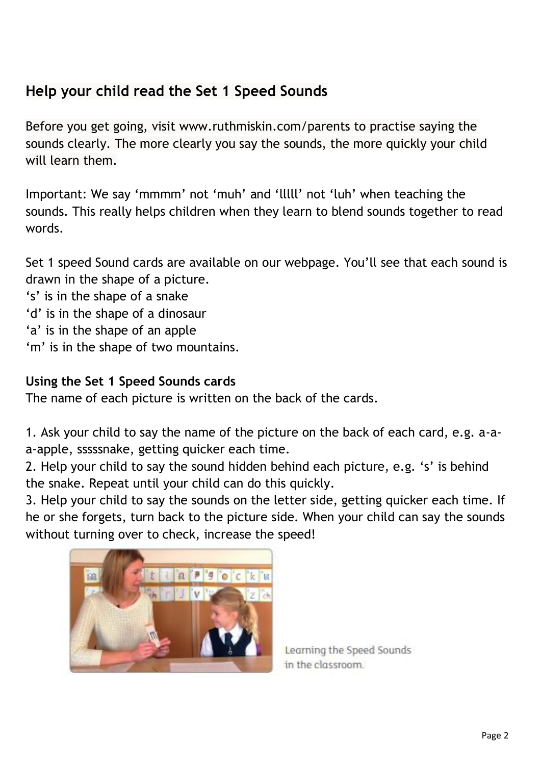## Help your child read the Set 1 Speed Sounds

Before you get going, visit www.ruthmiskin.com/parents to practise saying the sounds clearly. The more clearly you say the sounds, the more quickly your child will learn them.

Important: We say 'mmmm' not 'muh' and 'lllll' not 'luh' when teaching the sounds. This really helps children when they learn to blend sounds together to read words.

Set 1 speed Sound cards are available on our webpage. You'll see that each sound is drawn in the shape of a picture.
's' is in the shape of a snake
'd' is in the shape of a dinosaur
'a' is in the shape of an apple
'm' is in the shape of two mountains.

**Using the Set 1 Speed Sounds cards**
The name of each picture is written on the back of the cards.

1. Ask your child to say the name of the picture on the back of each card, e.g. a-a-a-apple, sssssnake, getting quicker each time.
2. Help your child to say the sound hidden behind each picture, e.g. 's' is behind the snake. Repeat until your child can do this quickly.
3. Help your child to say the sounds on the letter side, getting quicker each time. If he or she forgets, turn back to the picture side. When your child can say the sounds without turning over to check, increase the speed!

Learning the Speed Sounds in the classroom.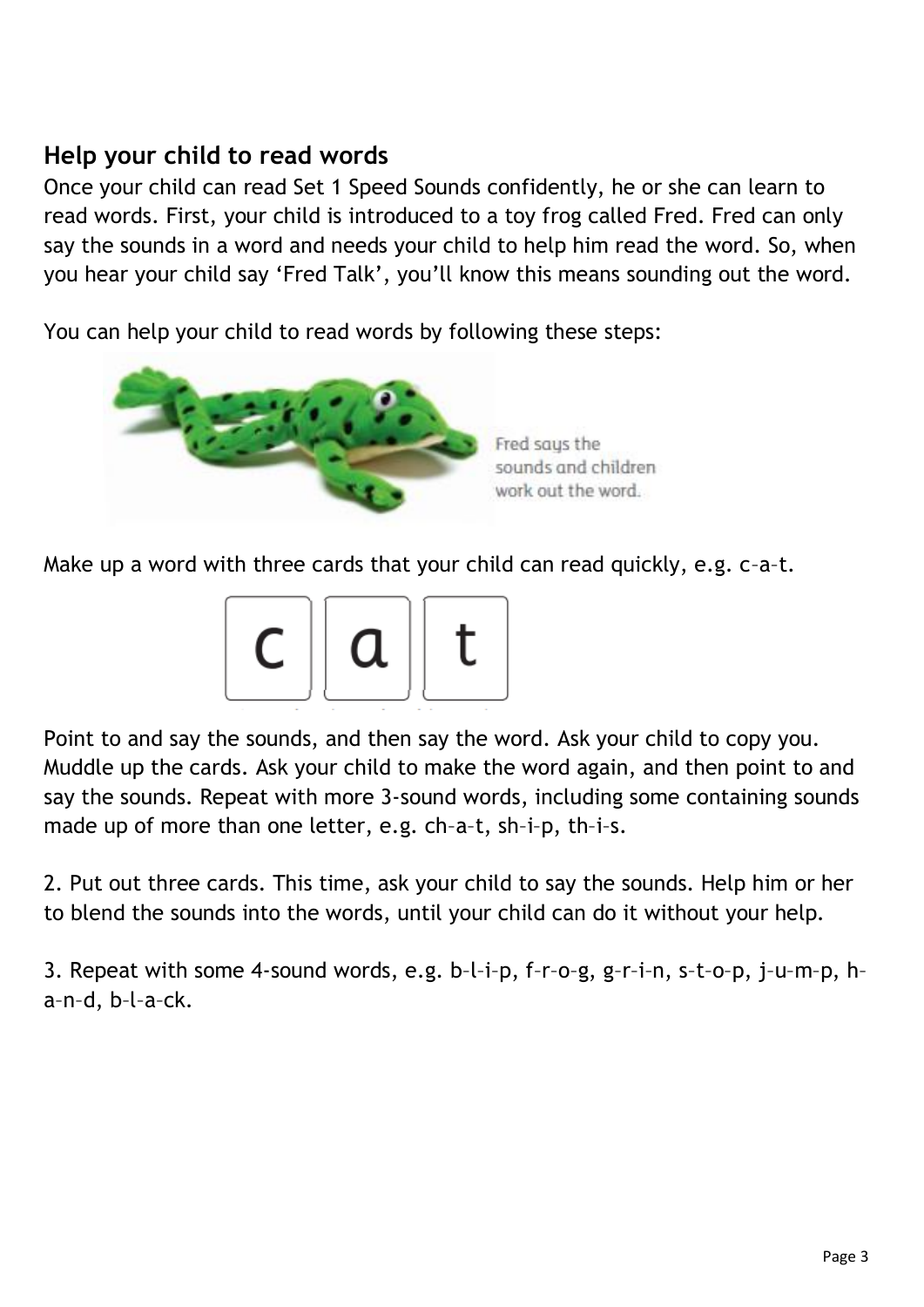## Help your child to read words

Once your child can read Set 1 Speed Sounds confidently, he or she can learn to read words. First, your child is introduced to a toy frog called Fred. Fred can only say the sounds in a word and needs your child to help him read the word. So, when you hear your child say 'Fred Talk', you'll know this means sounding out the word.

You can help your child to read words by following these steps:

Fred says the sounds and children work out the word.

Make up a word with three cards that your child can read quickly, e.g. c–a–t.

c a t

Point to and say the sounds, and then say the word. Ask your child to copy you. Muddle up the cards. Ask your child to make the word again, and then point to and say the sounds. Repeat with more 3-sound words, including some containing sounds made up of more than one letter, e.g. ch–a–t, sh–i–p, th–i–s.

2. Put out three cards. This time, ask your child to say the sounds. Help him or her to blend the sounds into the words, until your child can do it without your help.

3. Repeat with some 4-sound words, e.g. b–l–i–p, f–r–o–g, g–r–i–n, s–t–o–p, j–u–m–p, h–a–n–d, b–l–a–ck.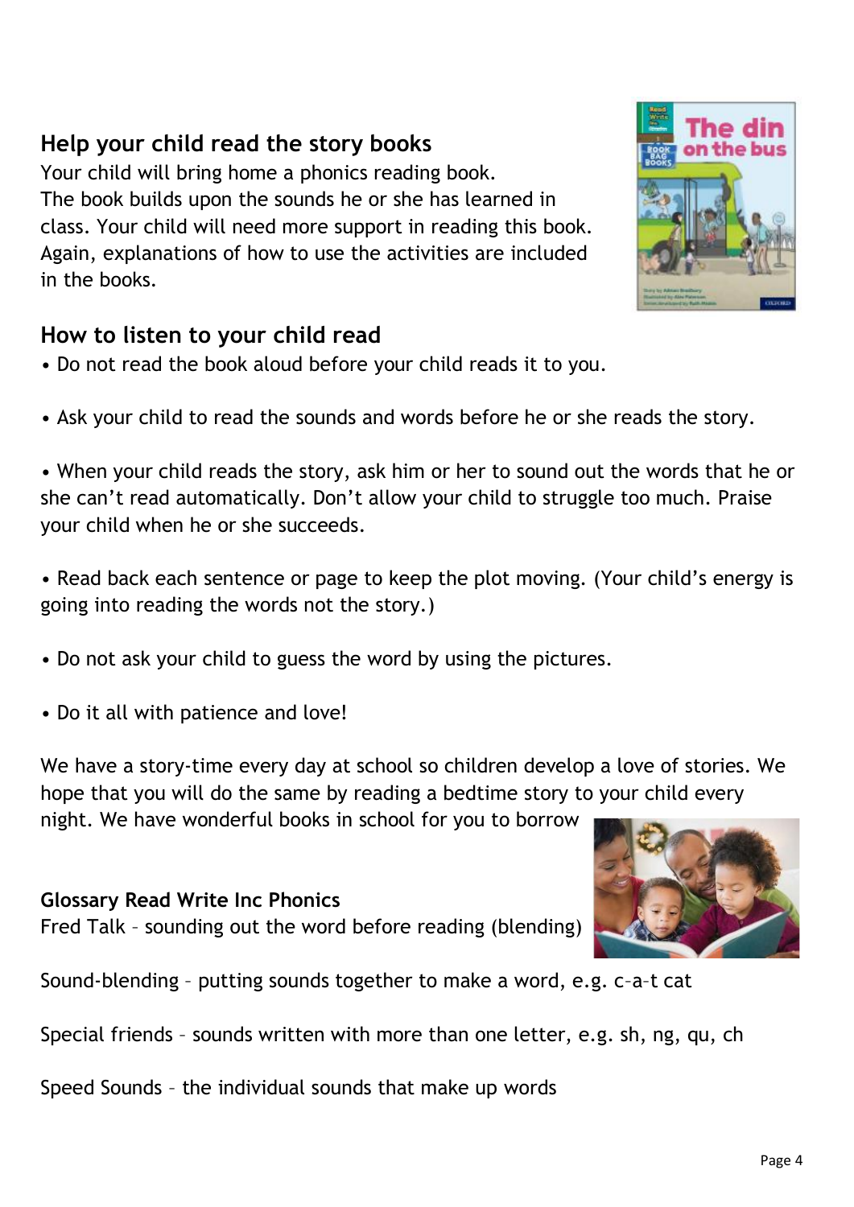## Help your child read the story books

Your child will bring home a phonics reading book. The book builds upon the sounds he or she has learned in class. Your child will need more support in reading this book. Again, explanations of how to use the activities are included in the books.

## How to listen to your child read

- Do not read the book aloud before your child reads it to you.
- Ask your child to read the sounds and words before he or she reads the story.
- When your child reads the story, ask him or her to sound out the words that he or she can't read automatically. Don't allow your child to struggle too much. Praise your child when he or she succeeds.
- Read back each sentence or page to keep the plot moving. (Your child's energy is going into reading the words not the story.)
- Do not ask your child to guess the word by using the pictures.
- Do it all with patience and love!

We have a story-time every day at school so children develop a love of stories. We hope that you will do the same by reading a bedtime story to your child every night. We have wonderful books in school for you to borrow

**Glossary Read Write Inc Phonics**

Fred Talk – sounding out the word before reading (blending)

Sound-blending – putting sounds together to make a word, e.g. c–a–t cat

Special friends – sounds written with more than one letter, e.g. sh, ng, qu, ch

Speed Sounds – the individual sounds that make up words